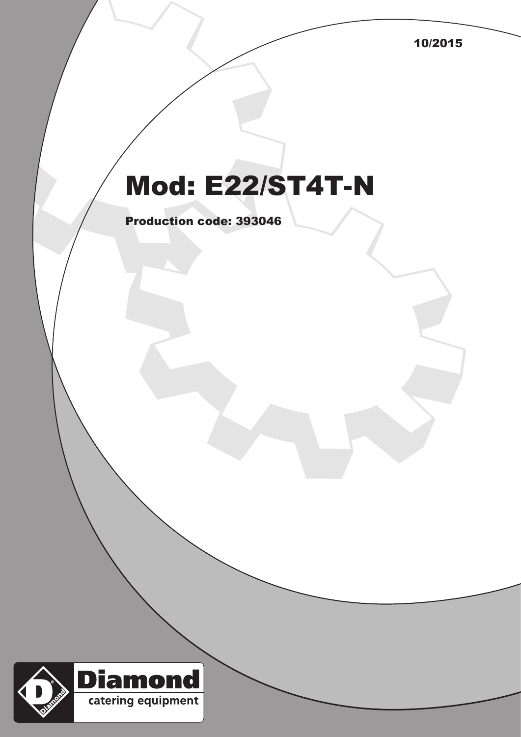10/2015

# Mod: E22/ST4T-N

**Production code: 393046**

**Diamond**

catering equipment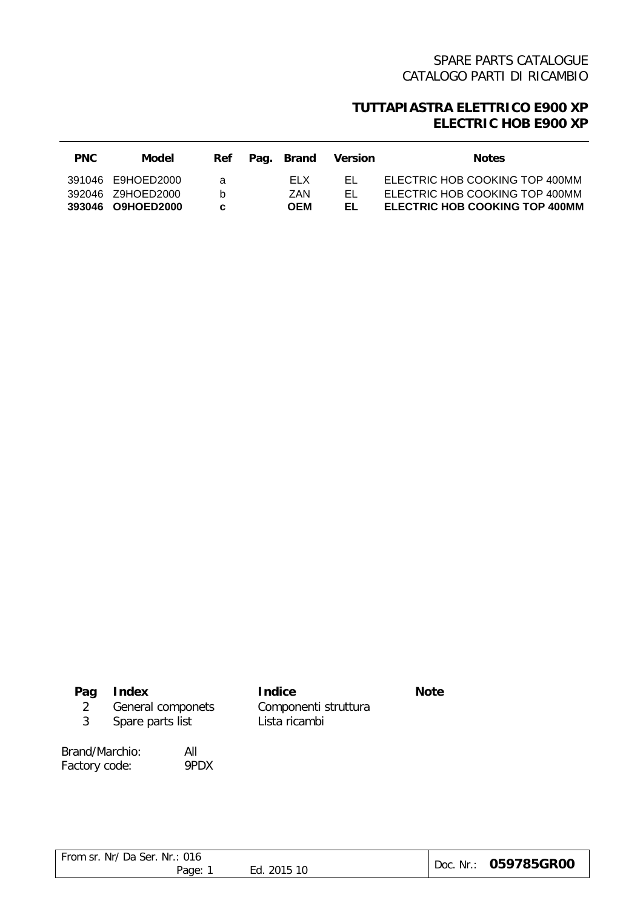SPARE PARTS CATALOGUE
CATALOGO PARTI DI RICAMBIO

# TUTTAPIASTRA ELETTRICO E900 XP
# ELECTRIC HOB E900 XP

| PNC | Model | Ref | Pag. | Brand | Version | Notes |
|---|---|---|---|---|---|---|
| 391046 | E9HOED2000 | a | | ELX | EL | ELECTRIC HOB COOKING TOP 400MM |
| 392046 | Z9HOED2000 | b | | ZAN | EL | ELECTRIC HOB COOKING TOP 400MM |
| **393046** | **O9HOED2000** | **c** | | **OEM** | **EL** | **ELECTRIC HOB COOKING TOP 400MM** |

| Pag | Index | Indice | Note |
|---|---|---|---|
| 2 | General componets | Componenti struttura | |
| 3 | Spare parts list | Lista ricambi | |

Brand/Marchio: All
Factory code: 9PDX

From sr. Nr/ Da Ser. Nr.: 016
Page: 1 Ed. 2015 10
Doc. Nr.: **059785GR00**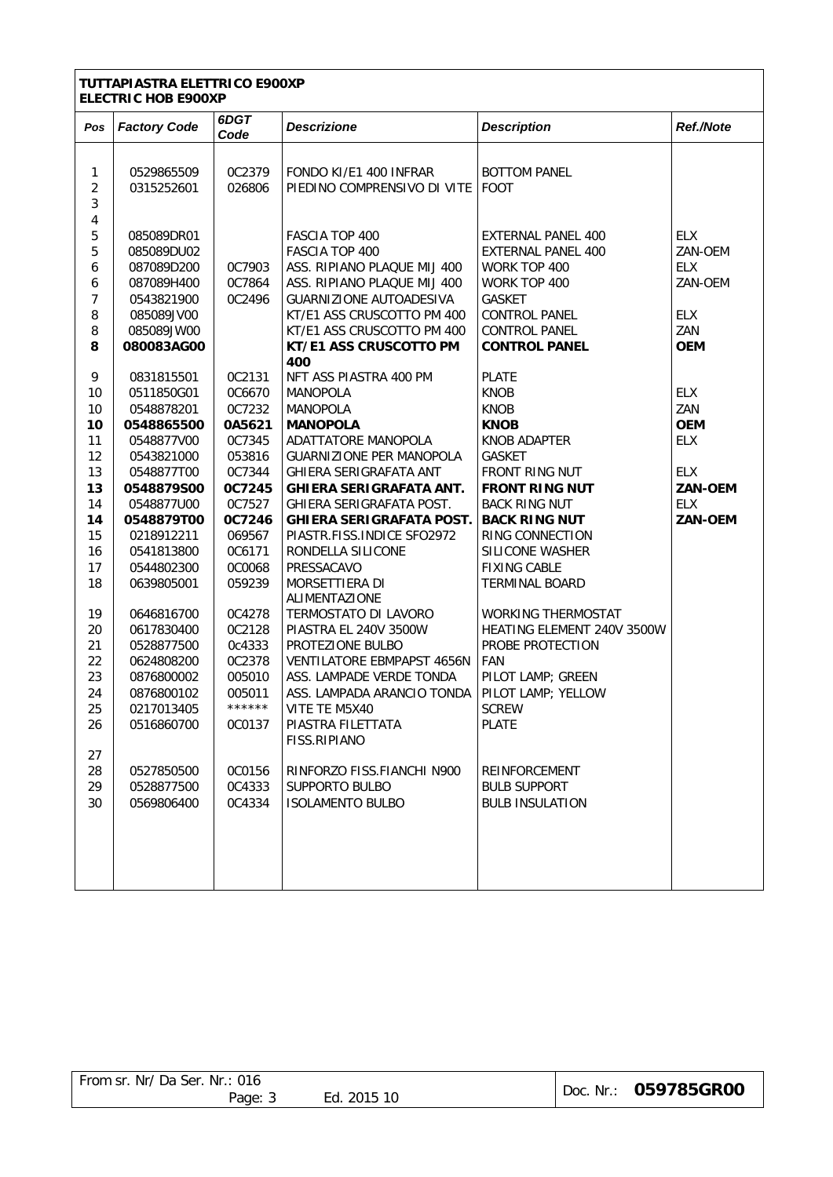**TUTTAPIASTRA ELETTRICO E900XP**
**ELECTRIC HOB E900XP**

| Pos | Factory Code | 6DGT Code | Descrizione | Description | Ref./Note |
|---|---|---|---|---|---|
| 1 | 0529865509 | 0C2379 | FONDO KI/E1 400 INFRAR | BOTTOM PANEL | |
| 2 | 0315252601 | 026806 | PIEDINO COMPRENSIVO DI VITE | FOOT | |
| 3 | | | | | |
| 4 | | | | | |
| 5 | 085089DR01 | | FASCIA TOP 400 | EXTERNAL PANEL 400 | ELX |
| 5 | 085089DU02 | | FASCIA TOP 400 | EXTERNAL PANEL 400 | ZAN-OEM |
| 6 | 087089D200 | 0C7903 | ASS. RIPIANO PLAQUE MIJ 400 | WORK TOP 400 | ELX |
| 6 | 087089H400 | 0C7864 | ASS. RIPIANO PLAQUE MIJ 400 | WORK TOP 400 | ZAN-OEM |
| 7 | 0543821900 | 0C2496 | GUARNIZIONE AUTOADESIVA | GASKET | |
| 8 | 085089JV00 | | KT/E1 ASS CRUSCOTTO PM 400 | CONTROL PANEL | ELX |
| 8 | 085089JW00 | | KT/E1 ASS CRUSCOTTO PM 400 | CONTROL PANEL | ZAN |
| **8** | **080083AG00** | | **KT/E1 ASS CRUSCOTTO PM 400** | **CONTROL PANEL** | **OEM** |
| 9 | 0831815501 | 0C2131 | NFT ASS PIASTRA 400 PM | PLATE | |
| 10 | 0511850G01 | 0C6670 | MANOPOLA | KNOB | ELX |
| 10 | 0548878201 | 0C7232 | MANOPOLA | KNOB | ZAN |
| **10** | **0548865500** | **0A5621** | **MANOPOLA** | **KNOB** | **OEM** |
| 11 | 0548877V00 | 0C7345 | ADATTATORE MANOPOLA | KNOB ADAPTER | ELX |
| 12 | 0543821000 | 053816 | GUARNIZIONE PER MANOPOLA | GASKET | |
| 13 | 0548877T00 | 0C7344 | GHIERA SERIGRAFATA ANT | FRONT RING NUT | ELX |
| **13** | **0548879S00** | **0C7245** | **GHIERA SERIGRAFATA ANT.** | **FRONT RING NUT** | **ZAN-OEM** |
| 14 | 0548877U00 | 0C7527 | GHIERA SERIGRAFATA POST. | BACK RING NUT | ELX |
| **14** | **0548879T00** | **0C7246** | **GHIERA SERIGRAFATA POST.** | **BACK RING NUT** | **ZAN-OEM** |
| 15 | 0218912211 | 069567 | PIASTR.FISS.INDICE SFO2972 | RING CONNECTION | |
| 16 | 0541813800 | 0C6171 | RONDELLA SILICONE | SILICONE WASHER | |
| 17 | 0544802300 | 0C0068 | PRESSACAVO | FIXING CABLE | |
| 18 | 0639805001 | 059239 | MORSETTIERA DI ALIMENTAZIONE | TERMINAL BOARD | |
| 19 | 0646816700 | 0C4278 | TERMOSTATO DI LAVORO | WORKING THERMOSTAT | |
| 20 | 0617830400 | 0C2128 | PIASTRA EL 240V 3500W | HEATING ELEMENT 240V 3500W | |
| 21 | 0528877500 | 0c4333 | PROTEZIONE BULBO | PROBE PROTECTION | |
| 22 | 0624808200 | 0C2378 | VENTILATORE EBMPAPST 4656N | FAN | |
| 23 | 0876800002 | 005010 | ASS. LAMPADE VERDE TONDA | PILOT LAMP; GREEN | |
| 24 | 0876800102 | 005011 | ASS. LAMPADA ARANCIO TONDA | PILOT LAMP; YELLOW | |
| 25 | 0217013405 | ****** | VITE TE M5X40 | SCREW | |
| 26 | 0516860700 | 0C0137 | PIASTRA FILETTATA FISS.RIPIANO | PLATE | |
| 27 | | | | | |
| 28 | 0527850500 | 0C0156 | RINFORZO FISS.FIANCHI N900 | REINFORCEMENT | |
| 29 | 0528877500 | 0C4333 | SUPPORTO BULBO | BULB SUPPORT | |
| 30 | 0569806400 | 0C4334 | ISOLAMENTO BULBO | BULB INSULATION | |

From sr. Nr/ Da Ser. Nr.: 016 — Ed. 2015 10 — Doc. Nr.: **059785GR00**